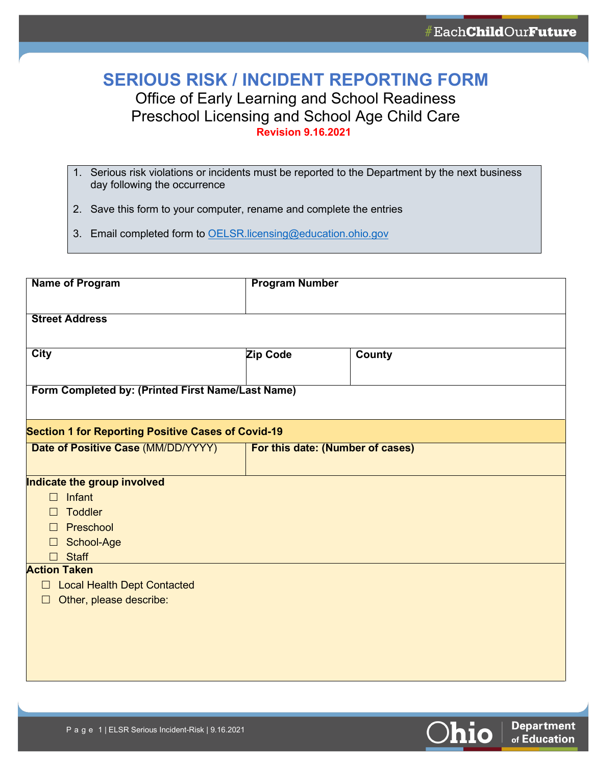# SERIOUS RISK / INCIDENT REPORTING FORM

Office of Early Learning and School Readiness
Preschool Licensing and School Age Child Care
**Revision 9.16.2021**

1. Serious risk violations or incidents must be reported to the Department by the next business day following the occurrence
2. Save this form to your computer, rename and complete the entries
3. Email completed form to OELSR.licensing@education.ohio.gov

| **Name of Program** | **Program Number** | |
|---|---|---|
| **Street Address** | | |
| **City** | **Zip Code** | **County** |
| **Form Completed by: (Printed First Name/Last Name)** | | |

**Section 1 for Reporting Positive Cases of Covid-19**

| **Date of Positive Case** (MM/DD/YYYY) | **For this date: (Number of cases)** |
|---|---|
| | |

**Indicate the group involved**

- ☐ Infant
- ☐ Toddler
- ☐ Preschool
- ☐ School-Age
- ☐ Staff

**Action Taken**

- ☐ Local Health Dept Contacted
- ☐ Other, please describe: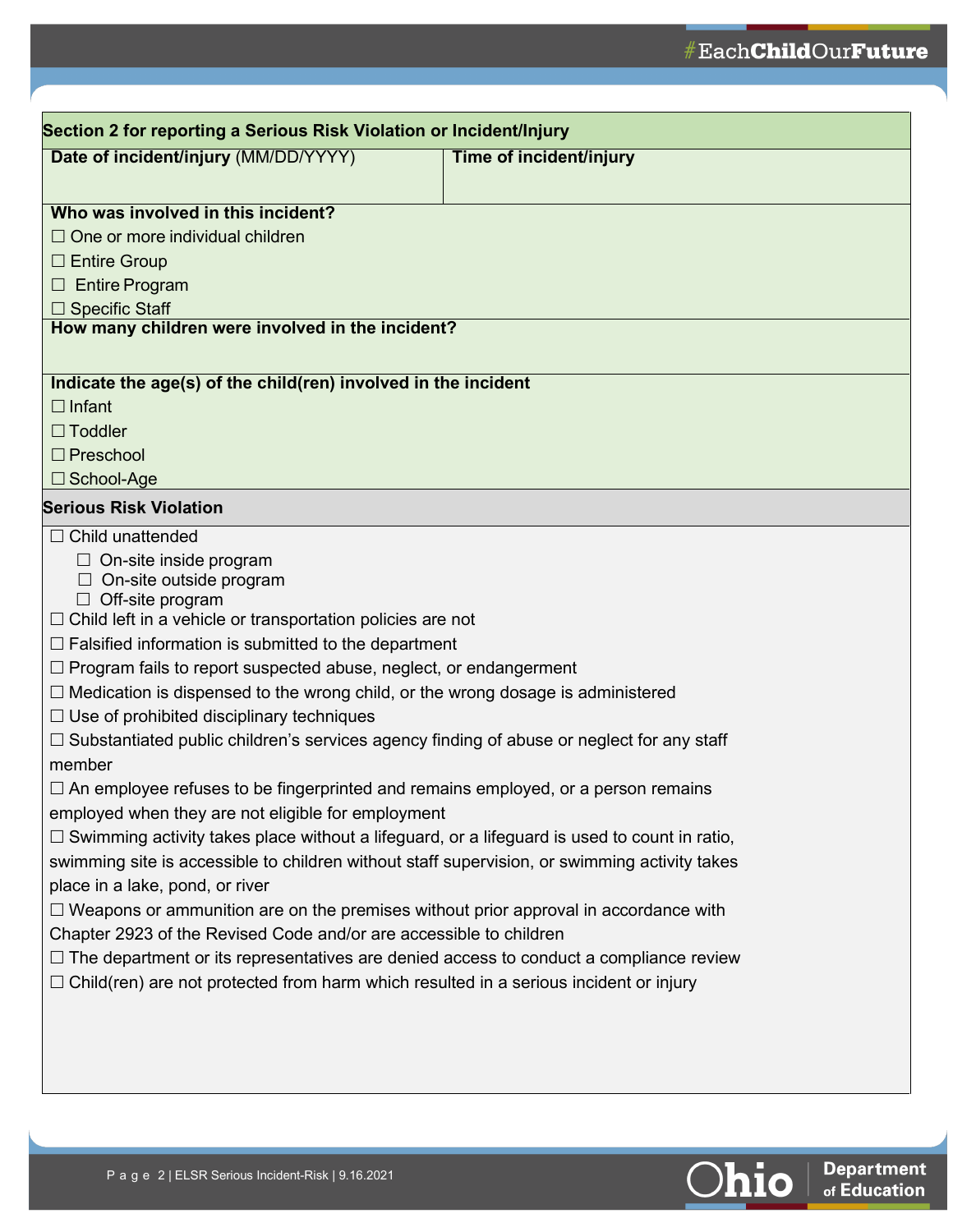## Section 2 for reporting a Serious Risk Violation or Incident/Injury

| **Date of incident/injury** (MM/DD/YYYY) | **Time of incident/injury** |
| --- | --- |
| | |

**Who was involved in this incident?**

☐ One or more individual children

☐ Entire Group

☐ Entire Program

☐ Specific Staff

**How many children were involved in the incident?**

**Indicate the age(s) of the child(ren) involved in the incident**

☐ Infant

☐ Toddler

☐ Preschool

☐ School-Age

### Serious Risk Violation

☐ Child unattended

- ☐ On-site inside program
- ☐ On-site outside program
- ☐ Off-site program

☐ Child left in a vehicle or transportation policies are not

☐ Falsified information is submitted to the department

☐ Program fails to report suspected abuse, neglect, or endangerment

☐ Medication is dispensed to the wrong child, or the wrong dosage is administered

☐ Use of prohibited disciplinary techniques

☐ Substantiated public children's services agency finding of abuse or neglect for any staff member

☐ An employee refuses to be fingerprinted and remains employed, or a person remains employed when they are not eligible for employment

☐ Swimming activity takes place without a lifeguard, or a lifeguard is used to count in ratio, swimming site is accessible to children without staff supervision, or swimming activity takes place in a lake, pond, or river

☐ Weapons or ammunition are on the premises without prior approval in accordance with Chapter 2923 of the Revised Code and/or are accessible to children

☐ The department or its representatives are denied access to conduct a compliance review

☐ Child(ren) are not protected from harm which resulted in a serious incident or injury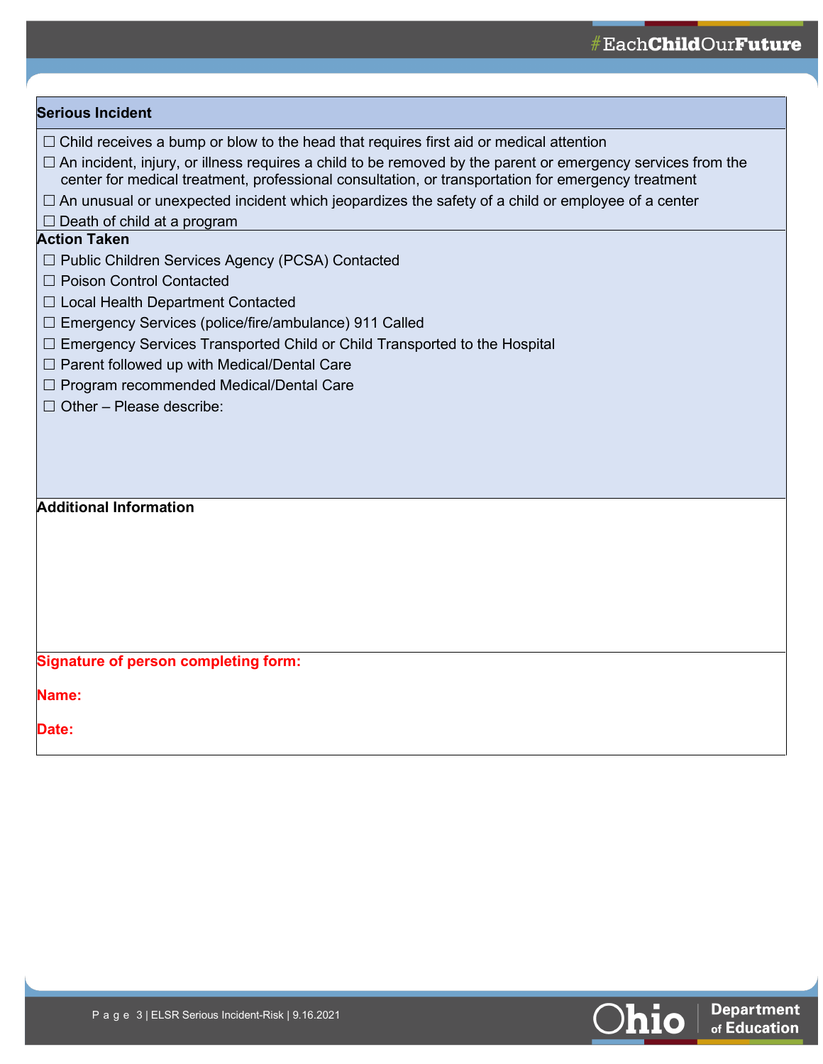**Serious Incident**

☐ Child receives a bump or blow to the head that requires first aid or medical attention

☐ An incident, injury, or illness requires a child to be removed by the parent or emergency services from the center for medical treatment, professional consultation, or transportation for emergency treatment

☐ An unusual or unexpected incident which jeopardizes the safety of a child or employee of a center

☐ Death of child at a program

**Action Taken**

☐ Public Children Services Agency (PCSA) Contacted

☐ Poison Control Contacted

☐ Local Health Department Contacted

☐ Emergency Services (police/fire/ambulance) 911 Called

☐ Emergency Services Transported Child or Child Transported to the Hospital

☐ Parent followed up with Medical/Dental Care

☐ Program recommended Medical/Dental Care

☐ Other – Please describe:

**Additional Information**

**Signature of person completing form:**

**Name:**

**Date:**